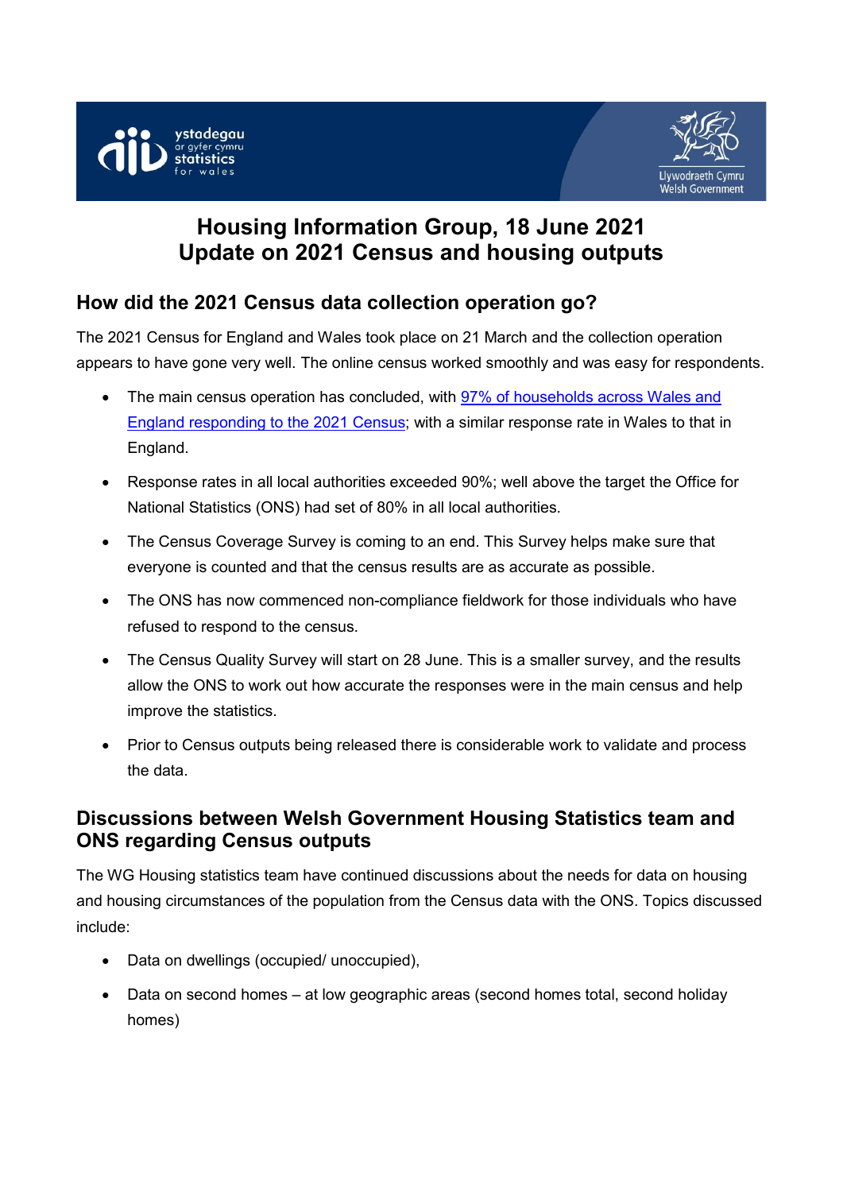# Housing Information Group, 18 June 2021
# Update on 2021 Census and housing outputs

## How did the 2021 Census data collection operation go?

The 2021 Census for England and Wales took place on 21 March and the collection operation appears to have gone very well. The online census worked smoothly and was easy for respondents.

- The main census operation has concluded, with 97% of households across Wales and England responding to the 2021 Census; with a similar response rate in Wales to that in England.
- Response rates in all local authorities exceeded 90%; well above the target the Office for National Statistics (ONS) had set of 80% in all local authorities.
- The Census Coverage Survey is coming to an end. This Survey helps make sure that everyone is counted and that the census results are as accurate as possible.
- The ONS has now commenced non-compliance fieldwork for those individuals who have refused to respond to the census.
- The Census Quality Survey will start on 28 June. This is a smaller survey, and the results allow the ONS to work out how accurate the responses were in the main census and help improve the statistics.
- Prior to Census outputs being released there is considerable work to validate and process the data.

## Discussions between Welsh Government Housing Statistics team and ONS regarding Census outputs

The WG Housing statistics team have continued discussions about the needs for data on housing and housing circumstances of the population from the Census data with the ONS. Topics discussed include:

- Data on dwellings (occupied/ unoccupied),
- Data on second homes – at low geographic areas (second homes total, second holiday homes)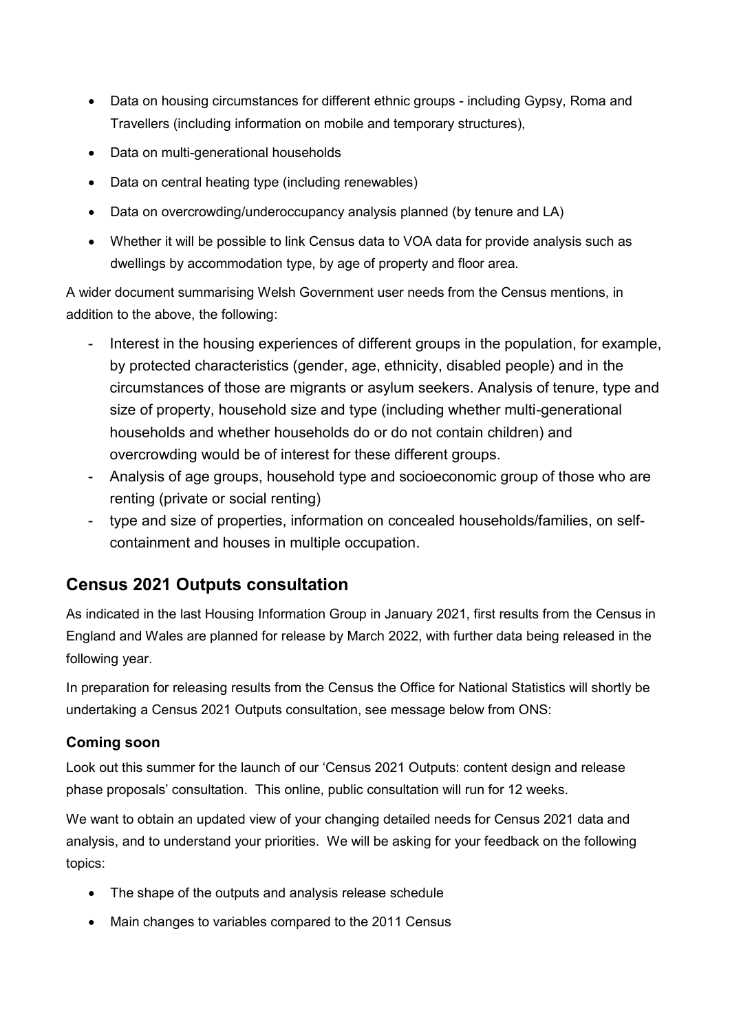- Data on housing circumstances for different ethnic groups - including Gypsy, Roma and Travellers (including information on mobile and temporary structures),
- Data on multi-generational households
- Data on central heating type (including renewables)
- Data on overcrowding/underoccupancy analysis planned (by tenure and LA)
- Whether it will be possible to link Census data to VOA data for provide analysis such as dwellings by accommodation type, by age of property and floor area.

A wider document summarising Welsh Government user needs from the Census mentions, in addition to the above, the following:

- Interest in the housing experiences of different groups in the population, for example, by protected characteristics (gender, age, ethnicity, disabled people) and in the circumstances of those are migrants or asylum seekers. Analysis of tenure, type and size of property, household size and type (including whether multi-generational households and whether households do or do not contain children) and overcrowding would be of interest for these different groups.
- Analysis of age groups, household type and socioeconomic group of those who are renting (private or social renting)
- type and size of properties, information on concealed households/families, on self-containment and houses in multiple occupation.

## Census 2021 Outputs consultation

As indicated in the last Housing Information Group in January 2021, first results from the Census in England and Wales are planned for release by March 2022, with further data being released in the following year.

In preparation for releasing results from the Census the Office for National Statistics will shortly be undertaking a Census 2021 Outputs consultation, see message below from ONS:

### Coming soon

Look out this summer for the launch of our 'Census 2021 Outputs: content design and release phase proposals' consultation. This online, public consultation will run for 12 weeks.

We want to obtain an updated view of your changing detailed needs for Census 2021 data and analysis, and to understand your priorities. We will be asking for your feedback on the following topics:

- The shape of the outputs and analysis release schedule
- Main changes to variables compared to the 2011 Census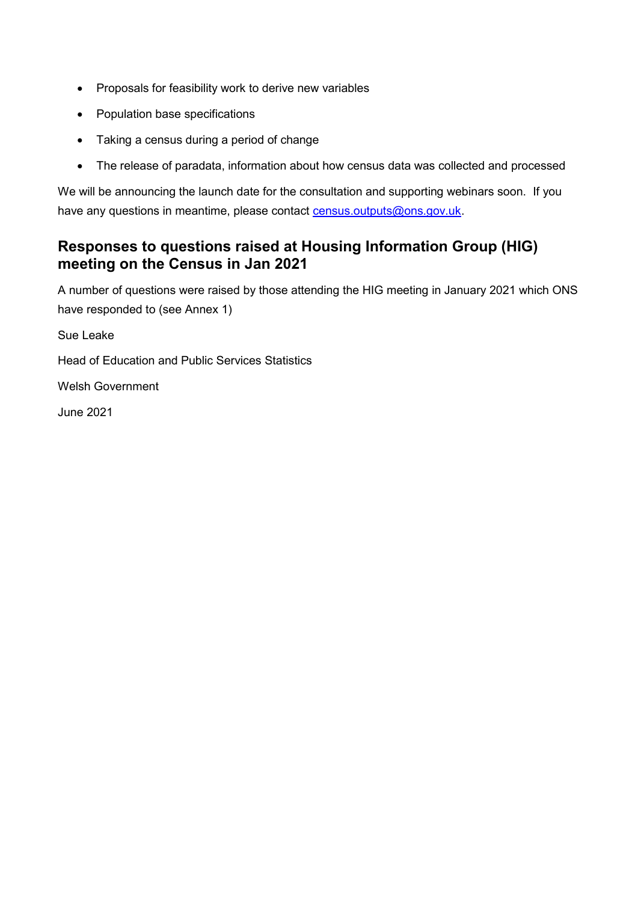- Proposals for feasibility work to derive new variables
- Population base specifications
- Taking a census during a period of change
- The release of paradata, information about how census data was collected and processed

We will be announcing the launch date for the consultation and supporting webinars soon. If you have any questions in meantime, please contact census.outputs@ons.gov.uk.

## Responses to questions raised at Housing Information Group (HIG) meeting on the Census in Jan 2021

A number of questions were raised by those attending the HIG meeting in January 2021 which ONS have responded to (see Annex 1)

Sue Leake

Head of Education and Public Services Statistics

Welsh Government

June 2021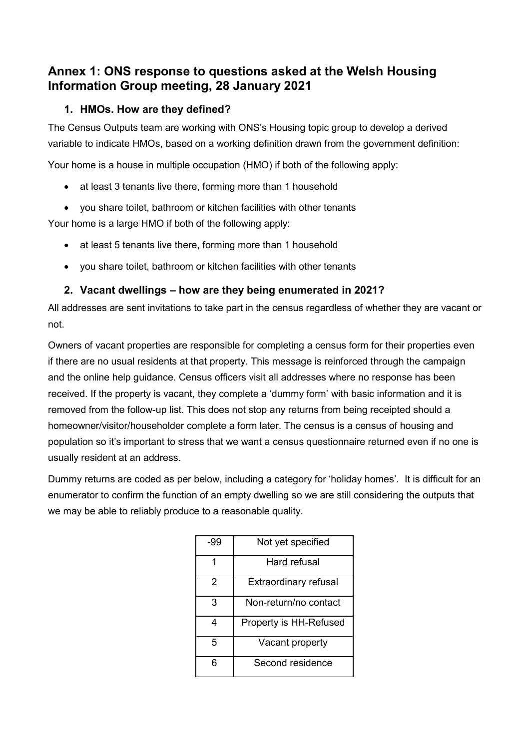## Annex 1: ONS response to questions asked at the Welsh Housing Information Group meeting, 28 January 2021

### 1. HMOs. How are they defined?

The Census Outputs team are working with ONS's Housing topic group to develop a derived variable to indicate HMOs, based on a working definition drawn from the government definition:

Your home is a house in multiple occupation (HMO) if both of the following apply:

- at least 3 tenants live there, forming more than 1 household
- you share toilet, bathroom or kitchen facilities with other tenants

Your home is a large HMO if both of the following apply:

- at least 5 tenants live there, forming more than 1 household
- you share toilet, bathroom or kitchen facilities with other tenants

### 2. Vacant dwellings – how are they being enumerated in 2021?

All addresses are sent invitations to take part in the census regardless of whether they are vacant or not.

Owners of vacant properties are responsible for completing a census form for their properties even if there are no usual residents at that property. This message is reinforced through the campaign and the online help guidance. Census officers visit all addresses where no response has been received. If the property is vacant, they complete a 'dummy form' with basic information and it is removed from the follow-up list. This does not stop any returns from being receipted should a homeowner/visitor/householder complete a form later. The census is a census of housing and population so it's important to stress that we want a census questionnaire returned even if no one is usually resident at an address.

Dummy returns are coded as per below, including a category for 'holiday homes'. It is difficult for an enumerator to confirm the function of an empty dwelling so we are still considering the outputs that we may be able to reliably produce to a reasonable quality.

| Code | Description |
|---|---|
| -99 | Not yet specified |
| 1 | Hard refusal |
| 2 | Extraordinary refusal |
| 3 | Non-return/no contact |
| 4 | Property is HH-Refused |
| 5 | Vacant property |
| 6 | Second residence |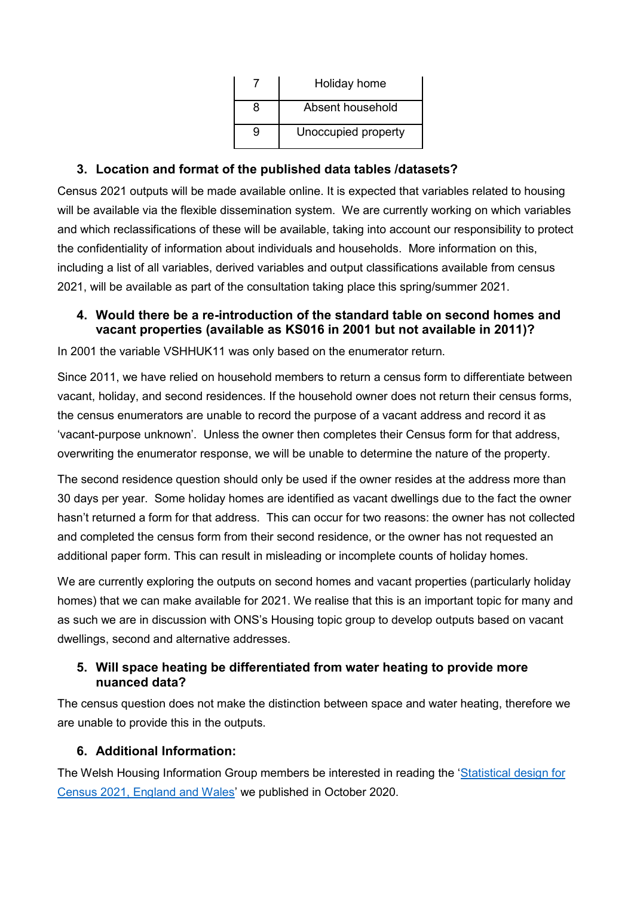| | |
|---|---|
| 7 | Holiday home |
| 8 | Absent household |
| 9 | Unoccupied property |

3. **Location and format of the published data tables /datasets?**

Census 2021 outputs will be made available online. It is expected that variables related to housing will be available via the flexible dissemination system. We are currently working on which variables and which reclassifications of these will be available, taking into account our responsibility to protect the confidentiality of information about individuals and households. More information on this, including a list of all variables, derived variables and output classifications available from census 2021, will be available as part of the consultation taking place this spring/summer 2021.

4. **Would there be a re-introduction of the standard table on second homes and vacant properties (available as KS016 in 2001 but not available in 2011)?**

In 2001 the variable VSHHUK11 was only based on the enumerator return.

Since 2011, we have relied on household members to return a census form to differentiate between vacant, holiday, and second residences. If the household owner does not return their census forms, the census enumerators are unable to record the purpose of a vacant address and record it as 'vacant-purpose unknown'. Unless the owner then completes their Census form for that address, overwriting the enumerator response, we will be unable to determine the nature of the property.

The second residence question should only be used if the owner resides at the address more than 30 days per year. Some holiday homes are identified as vacant dwellings due to the fact the owner hasn't returned a form for that address. This can occur for two reasons: the owner has not collected and completed the census form from their second residence, or the owner has not requested an additional paper form. This can result in misleading or incomplete counts of holiday homes.

We are currently exploring the outputs on second homes and vacant properties (particularly holiday homes) that we can make available for 2021. We realise that this is an important topic for many and as such we are in discussion with ONS's Housing topic group to develop outputs based on vacant dwellings, second and alternative addresses.

5. **Will space heating be differentiated from water heating to provide more nuanced data?**

The census question does not make the distinction between space and water heating, therefore we are unable to provide this in the outputs.

6. **Additional Information:**

The Welsh Housing Information Group members be interested in reading the '[Statistical design for Census 2021, England and Wales]' we published in October 2020.